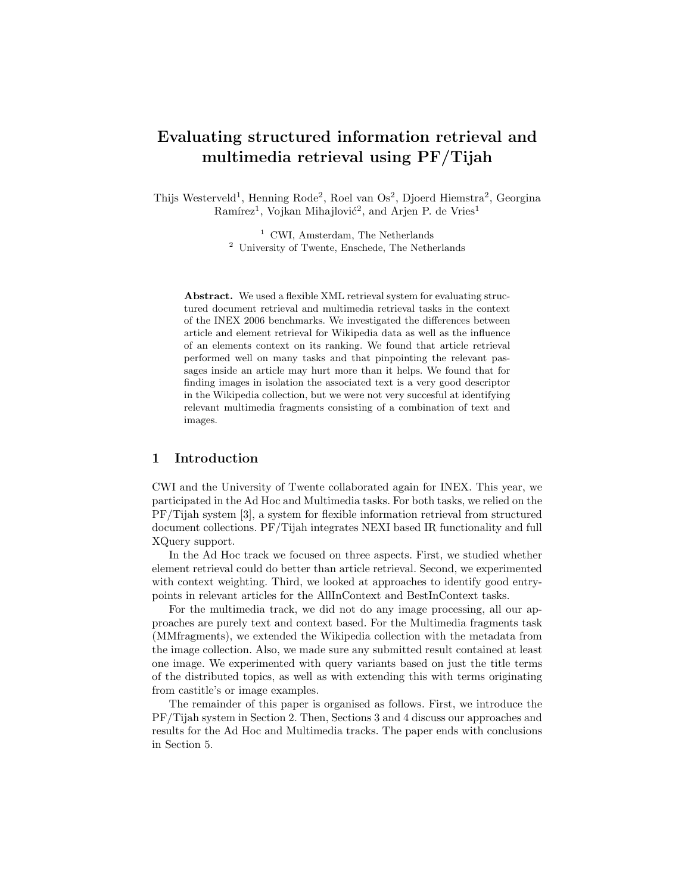# Evaluating structured information retrieval and multimedia retrieval using PF/Tijah

Thijs Westerveld[1], Henning Rode[2], Roel van Os[2], Djoerd Hiemstra[2], Georgina Ramírez[1], Vojkan Mihajlović[2], and Arjen P. de Vries[1]

[1] CWI, Amsterdam, The Netherlands
[2] University of Twente, Enschede, The Netherlands

**Abstract.** We used a flexible XML retrieval system for evaluating structured document retrieval and multimedia retrieval tasks in the context of the INEX 2006 benchmarks. We investigated the differences between article and element retrieval for Wikipedia data as well as the influence of an elements context on its ranking. We found that article retrieval performed well on many tasks and that pinpointing the relevant passages inside an article may hurt more than it helps. We found that for finding images in isolation the associated text is a very good descriptor in the Wikipedia collection, but we were not very succesful at identifying relevant multimedia fragments consisting of a combination of text and images.

## 1 Introduction

CWI and the University of Twente collaborated again for INEX. This year, we participated in the Ad Hoc and Multimedia tasks. For both tasks, we relied on the PF/Tijah system [3], a system for flexible information retrieval from structured document collections. PF/Tijah integrates NEXI based IR functionality and full XQuery support.

In the Ad Hoc track we focused on three aspects. First, we studied whether element retrieval could do better than article retrieval. Second, we experimented with context weighting. Third, we looked at approaches to identify good entry-points in relevant articles for the AllInContext and BestInContext tasks.

For the multimedia track, we did not do any image processing, all our approaches are purely text and context based. For the Multimedia fragments task (MMfragments), we extended the Wikipedia collection with the metadata from the image collection. Also, we made sure any submitted result contained at least one image. We experimented with query variants based on just the title terms of the distributed topics, as well as with extending this with terms originating from castitle's or image examples.

The remainder of this paper is organised as follows. First, we introduce the PF/Tijah system in Section 2. Then, Sections 3 and 4 discuss our approaches and results for the Ad Hoc and Multimedia tracks. The paper ends with conclusions in Section 5.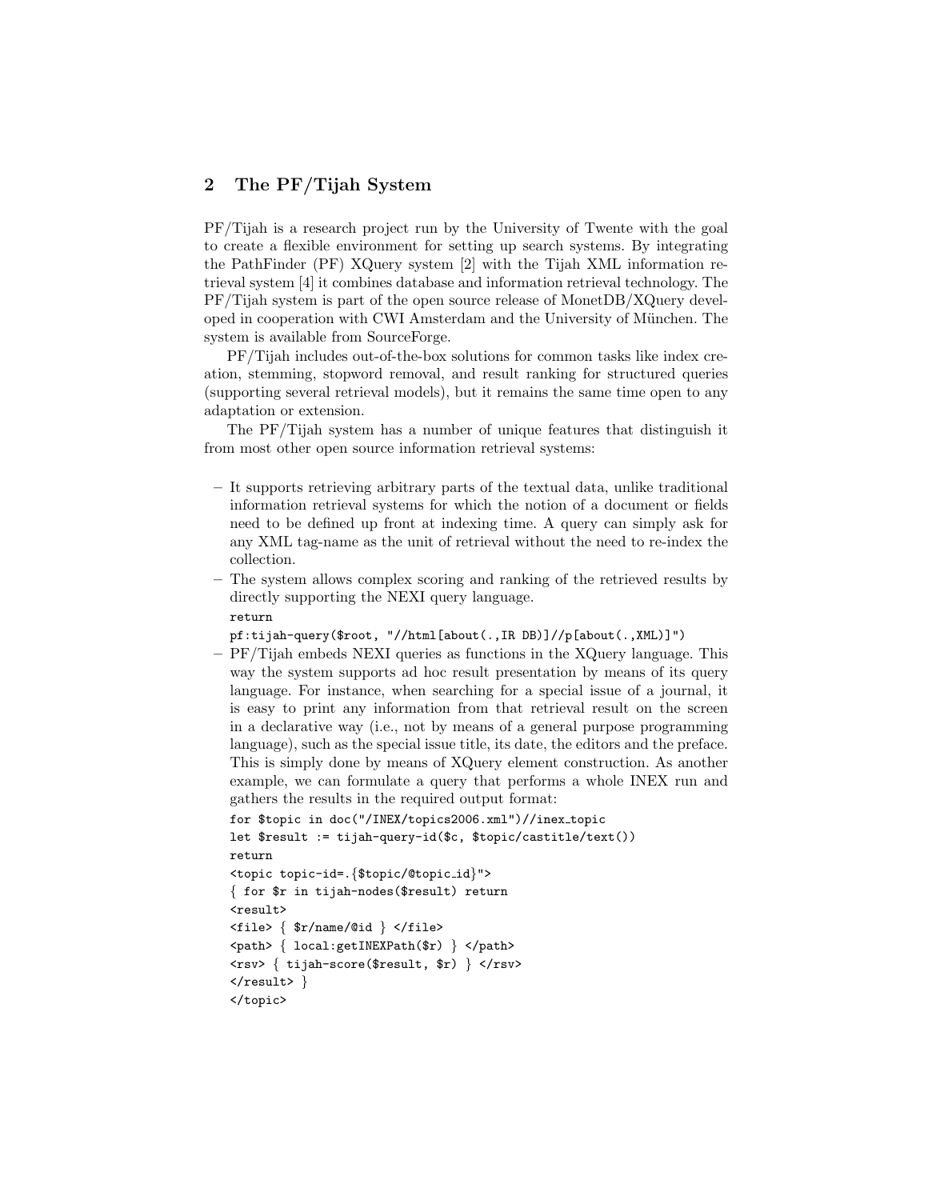## 2 The PF/Tijah System

PF/Tijah is a research project run by the University of Twente with the goal to create a flexible environment for setting up search systems. By integrating the PathFinder (PF) XQuery system [2] with the Tijah XML information retrieval system [4] it combines database and information retrieval technology. The PF/Tijah system is part of the open source release of MonetDB/XQuery developed in cooperation with CWI Amsterdam and the University of München. The system is available from SourceForge.

PF/Tijah includes out-of-the-box solutions for common tasks like index creation, stemming, stopword removal, and result ranking for structured queries (supporting several retrieval models), but it remains the same time open to any adaptation or extension.

The PF/Tijah system has a number of unique features that distinguish it from most other open source information retrieval systems:

- It supports retrieving arbitrary parts of the textual data, unlike traditional information retrieval systems for which the notion of a document or fields need to be defined up front at indexing time. A query can simply ask for any XML tag-name as the unit of retrieval without the need to re-index the collection.
- The system allows complex scoring and ranking of the retrieved results by directly supporting the NEXI query language.

  ```
  return
  pf:tijah-query($root, "//html[about(.,IR DB)]//p[about(.,XML)]")
  ```

- PF/Tijah embeds NEXI queries as functions in the XQuery language. This way the system supports ad hoc result presentation by means of its query language. For instance, when searching for a special issue of a journal, it is easy to print any information from that retrieval result on the screen in a declarative way (i.e., not by means of a general purpose programming language), such as the special issue title, its date, the editors and the preface. This is simply done by means of XQuery element construction. As another example, we can formulate a query that performs a whole INEX run and gathers the results in the required output format:

  ```
  for $topic in doc("/INEX/topics2006.xml")//inex_topic
  let $result := tijah-query-id($c, $topic/castitle/text())
  return
  <topic topic-id=.{$topic/@topic_id}">
  { for $r in tijah-nodes($result) return
  <result>
  <file> { $r/name/@id } </file>
  <path> { local:getINEXPath($r) } </path>
  <rsv> { tijah-score($result, $r) } </rsv>
  </result> }
  </topic>
  ```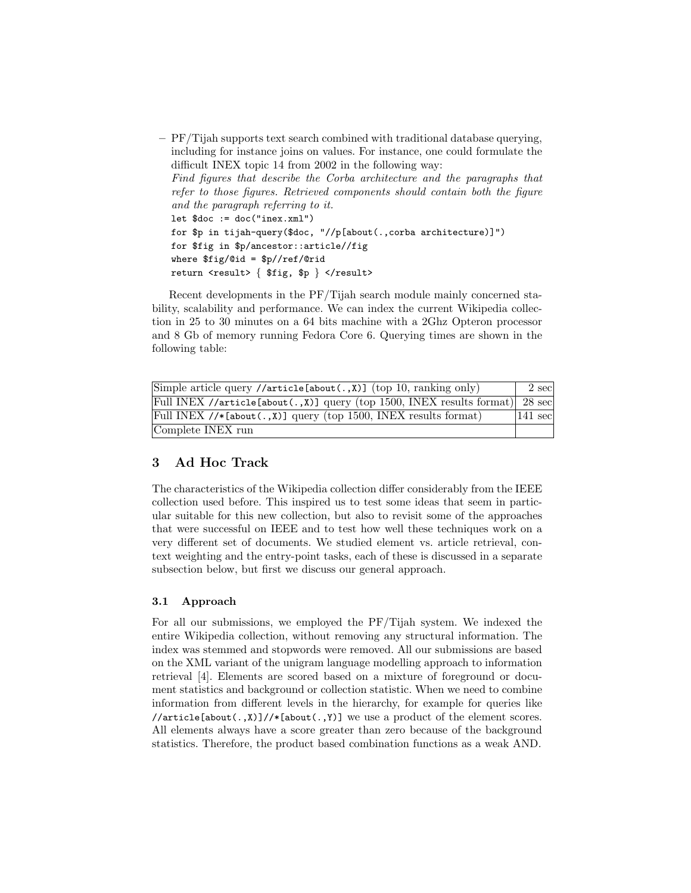– PF/Tijah supports text search combined with traditional database querying, including for instance joins on values. For instance, one could formulate the difficult INEX topic 14 from 2002 in the following way:
  *Find figures that describe the Corba architecture and the paragraphs that refer to those figures. Retrieved components should contain both the figure and the paragraph referring to it.*

```
let $doc := doc("inex.xml")
for $p in tijah-query($doc, "//p[about(.,corba architecture)]")
for $fig in $p/ancestor::article//fig
where $fig/@id = $p//ref/@rid
return <result> { $fig, $p } </result>
```

Recent developments in the PF/Tijah search module mainly concerned stability, scalability and performance. We can index the current Wikipedia collection in 25 to 30 minutes on a 64 bits machine with a 2Ghz Opteron processor and 8 Gb of memory running Fedora Core 6. Querying times are shown in the following table:

| | |
|---|---|
| Simple article query `//article[about(.,X)]` (top 10, ranking only) | 2 sec |
| Full INEX `//article[about(.,X)]` query (top 1500, INEX results format) | 28 sec |
| Full INEX `//*[about(.,X)]` query (top 1500, INEX results format) | 141 sec |
| Complete INEX run | |

## 3 Ad Hoc Track

The characteristics of the Wikipedia collection differ considerably from the IEEE collection used before. This inspired us to test some ideas that seem in particular suitable for this new collection, but also to revisit some of the approaches that were successful on IEEE and to test how well these techniques work on a very different set of documents. We studied element vs. article retrieval, context weighting and the entry-point tasks, each of these is discussed in a separate subsection below, but first we discuss our general approach.

### 3.1 Approach

For all our submissions, we employed the PF/Tijah system. We indexed the entire Wikipedia collection, without removing any structural information. The index was stemmed and stopwords were removed. All our submissions are based on the XML variant of the unigram language modelling approach to information retrieval [4]. Elements are scored based on a mixture of foreground or document statistics and background or collection statistic. When we need to combine information from different levels in the hierarchy, for example for queries like `//article[about(.,X)]//*[about(.,Y)]` we use a product of the element scores. All elements always have a score greater than zero because of the background statistics. Therefore, the product based combination functions as a weak AND.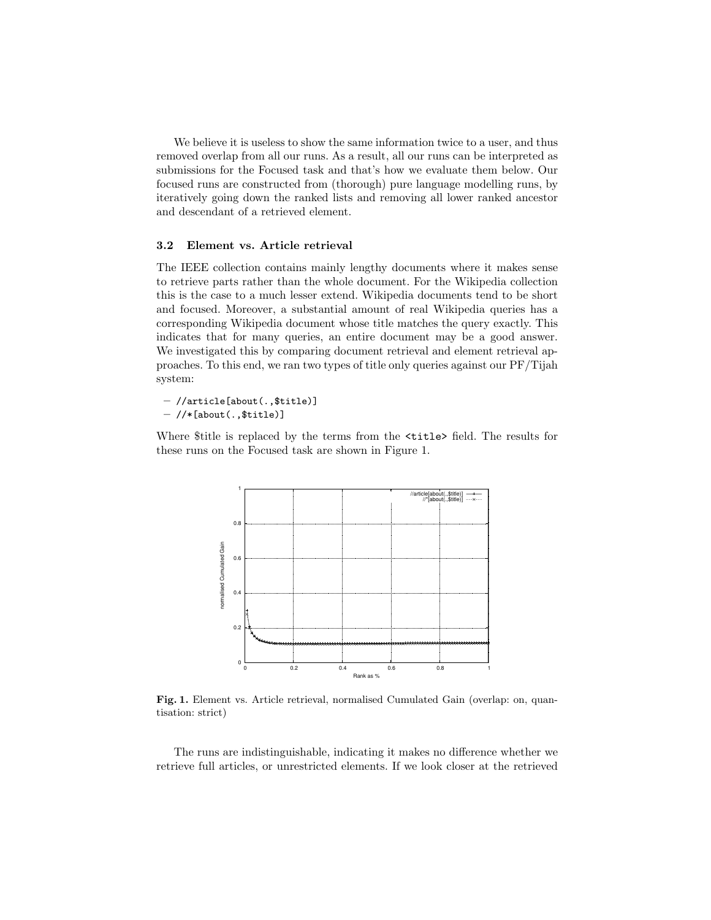We believe it is useless to show the same information twice to a user, and thus removed overlap from all our runs. As a result, all our runs can be interpreted as submissions for the Focused task and that's how we evaluate them below. Our focused runs are constructed from (thorough) pure language modelling runs, by iteratively going down the ranked lists and removing all lower ranked ancestor and descendant of a retrieved element.

### 3.2 Element vs. Article retrieval

The IEEE collection contains mainly lengthy documents where it makes sense to retrieve parts rather than the whole document. For the Wikipedia collection this is the case to a much lesser extend. Wikipedia documents tend to be short and focused. Moreover, a substantial amount of real Wikipedia queries has a corresponding Wikipedia document whose title matches the query exactly. This indicates that for many queries, an entire document may be a good answer. We investigated this by comparing document retrieval and element retrieval approaches. To this end, we ran two types of title only queries against our PF/Tijah system:

- `//article[about(.,$title)]`
- `//*[about(.,$title)]`

Where $title is replaced by the terms from the `<title>` field. The results for these runs on the Focused task are shown in Figure 1.

**Fig. 1.** Element vs. Article retrieval, normalised Cumulated Gain (overlap: on, quantisation: strict)

The runs are indistinguishable, indicating it makes no difference whether we retrieve full articles, or unrestricted elements. If we look closer at the retrieved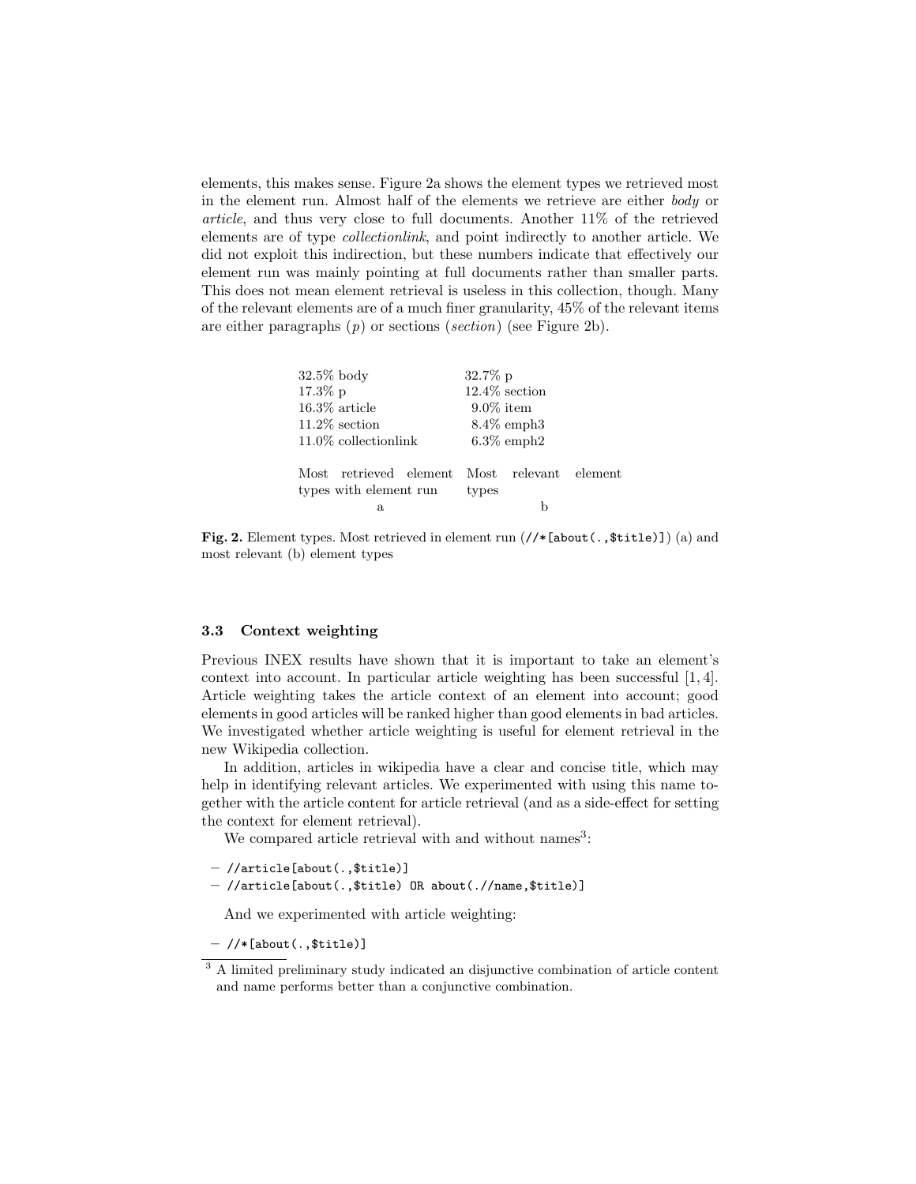elements, this makes sense. Figure 2a shows the element types we retrieved most in the element run. Almost half of the elements we retrieve are either *body* or *article*, and thus very close to full documents. Another 11% of the retrieved elements are of type *collectionlink*, and point indirectly to another article. We did not exploit this indirection, but these numbers indicate that effectively our element run was mainly pointing at full documents rather than smaller parts. This does not mean element retrieval is useless in this collection, though. Many of the relevant elements are of a much finer granularity, 45% of the relevant items are either paragraphs (*p*) or sections (*section*) (see Figure 2b).

| Most retrieved element types with element run | Most relevant element types |
|---|---|
| 32.5% body | 32.7% p |
| 17.3% p | 12.4% section |
| 16.3% article | 9.0% item |
| 11.2% section | 8.4% emph3 |
| 11.0% collectionlink | 6.3% emph2 |
| a | b |

**Fig. 2.** Element types. Most retrieved in element run (`//*[about(.,$title)]`) (a) and most relevant (b) element types

### 3.3 Context weighting

Previous INEX results have shown that it is important to take an element's context into account. In particular article weighting has been successful [1, 4]. Article weighting takes the article context of an element into account; good elements in good articles will be ranked higher than good elements in bad articles. We investigated whether article weighting is useful for element retrieval in the new Wikipedia collection.

In addition, articles in wikipedia have a clear and concise title, which may help in identifying relevant articles. We experimented with using this name together with the article content for article retrieval (and as a side-effect for setting the context for element retrieval).

We compared article retrieval with and without names[3]:

- `//article[about(.,$title)]`
- `//article[about(.,$title) OR about(.//name,$title)]`

And we experimented with article weighting:

- `//*[about(.,$title)]`

[3] A limited preliminary study indicated an disjunctive combination of article content and name performs better than a conjunctive combination.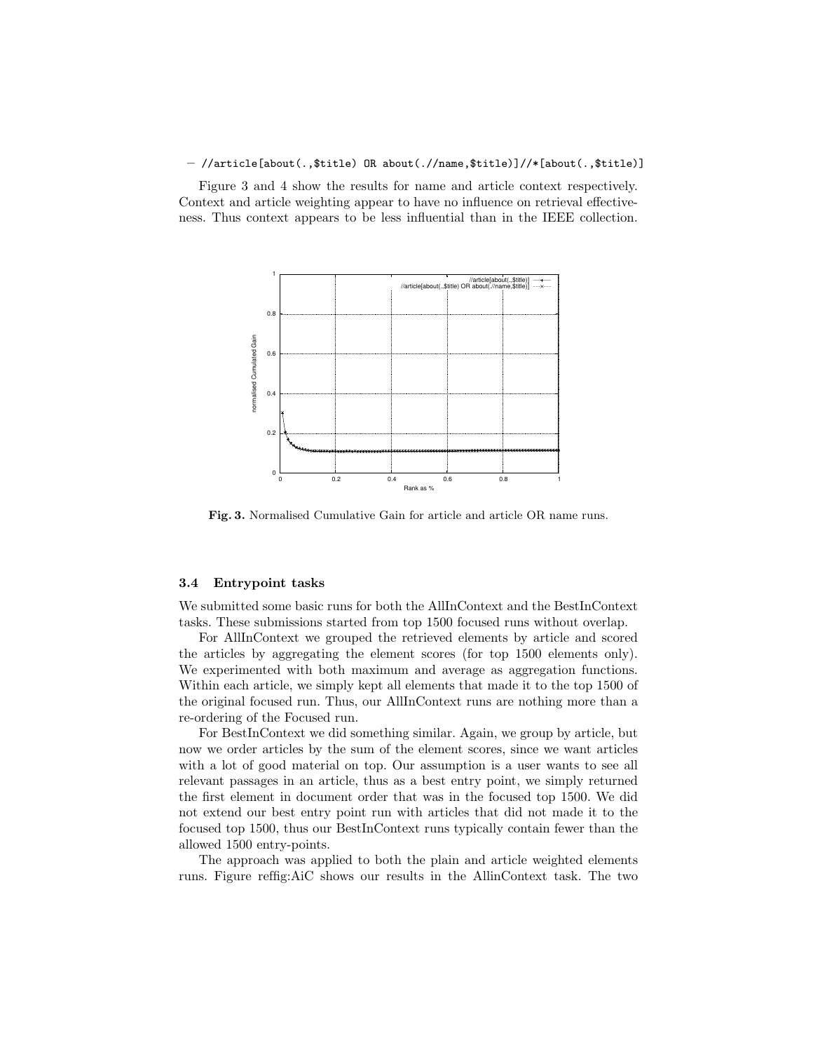– //article[about(.,$title) OR about(.//name,$title)]//*[about(.,$title)]

Figure 3 and 4 show the results for name and article context respectively. Context and article weighting appear to have no influence on retrieval effectiveness. Thus context appears to be less influential than in the IEEE collection.

**Fig. 3.** Normalised Cumulative Gain for article and article OR name runs.

### 3.4 Entrypoint tasks

We submitted some basic runs for both the AllInContext and the BestInContext tasks. These submissions started from top 1500 focused runs without overlap.

For AllInContext we grouped the retrieved elements by article and scored the articles by aggregating the element scores (for top 1500 elements only). We experimented with both maximum and average as aggregation functions. Within each article, we simply kept all elements that made it to the top 1500 of the original focused run. Thus, our AllInContext runs are nothing more than a re-ordering of the Focused run.

For BestInContext we did something similar. Again, we group by article, but now we order articles by the sum of the element scores, since we want articles with a lot of good material on top. Our assumption is a user wants to see all relevant passages in an article, thus as a best entry point, we simply returned the first element in document order that was in the focused top 1500. We did not extend our best entry point run with articles that did not made it to the focused top 1500, thus our BestInContext runs typically contain fewer than the allowed 1500 entry-points.

The approach was applied to both the plain and article weighted elements runs. Figure reffig:AiC shows our results in the AllinContext task. The two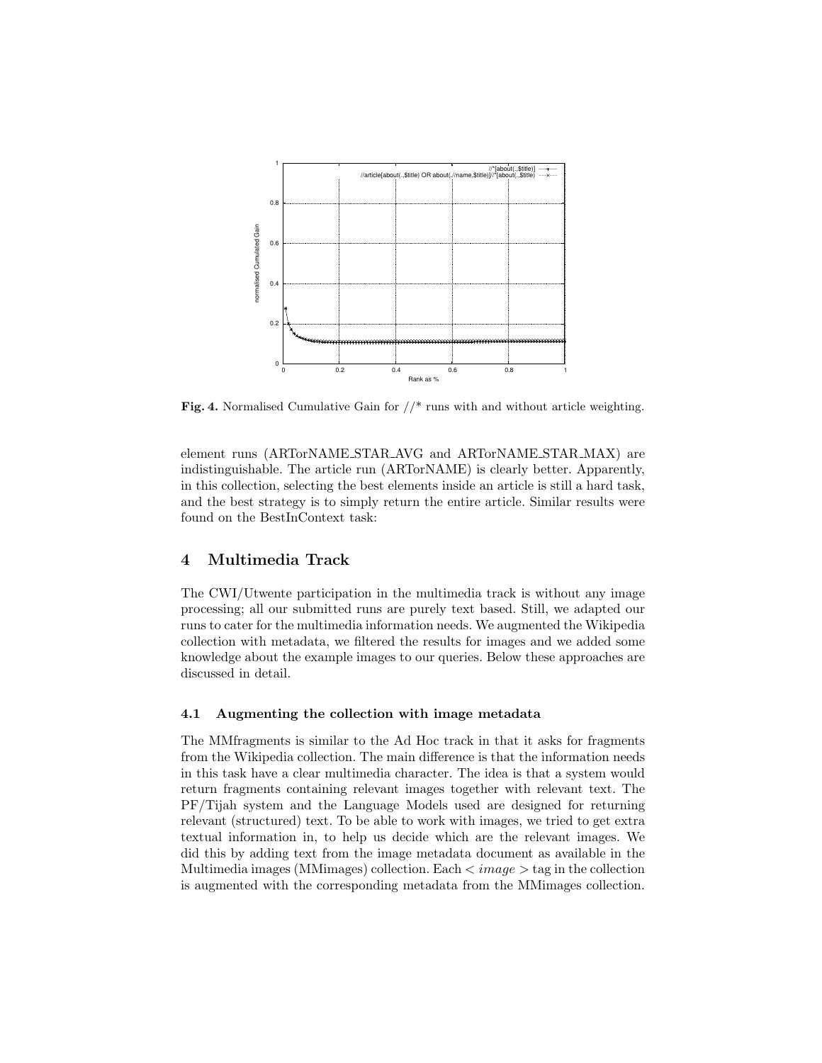**Fig. 4.** Normalised Cumulative Gain for //* runs with and without article weighting.

element runs (ARTorNAME_STAR_AVG and ARTorNAME_STAR_MAX) are indistinguishable. The article run (ARTorNAME) is clearly better. Apparently, in this collection, selecting the best elements inside an article is still a hard task, and the best strategy is to simply return the entire article. Similar results were found on the BestInContext task:

## 4 Multimedia Track

The CWI/Utwente participation in the multimedia track is without any image processing; all our submitted runs are purely text based. Still, we adapted our runs to cater for the multimedia information needs. We augmented the Wikipedia collection with metadata, we filtered the results for images and we added some knowledge about the example images to our queries. Below these approaches are discussed in detail.

### 4.1 Augmenting the collection with image metadata

The MMfragments is similar to the Ad Hoc track in that it asks for fragments from the Wikipedia collection. The main difference is that the information needs in this task have a clear multimedia character. The idea is that a system would return fragments containing relevant images together with relevant text. The PF/Tijah system and the Language Models used are designed for returning relevant (structured) text. To be able to work with images, we tried to get extra textual information in, to help us decide which are the relevant images. We did this by adding text from the image metadata document as available in the Multimedia images (MMimages) collection. Each $< image >$ tag in the collection is augmented with the corresponding metadata from the MMimages collection.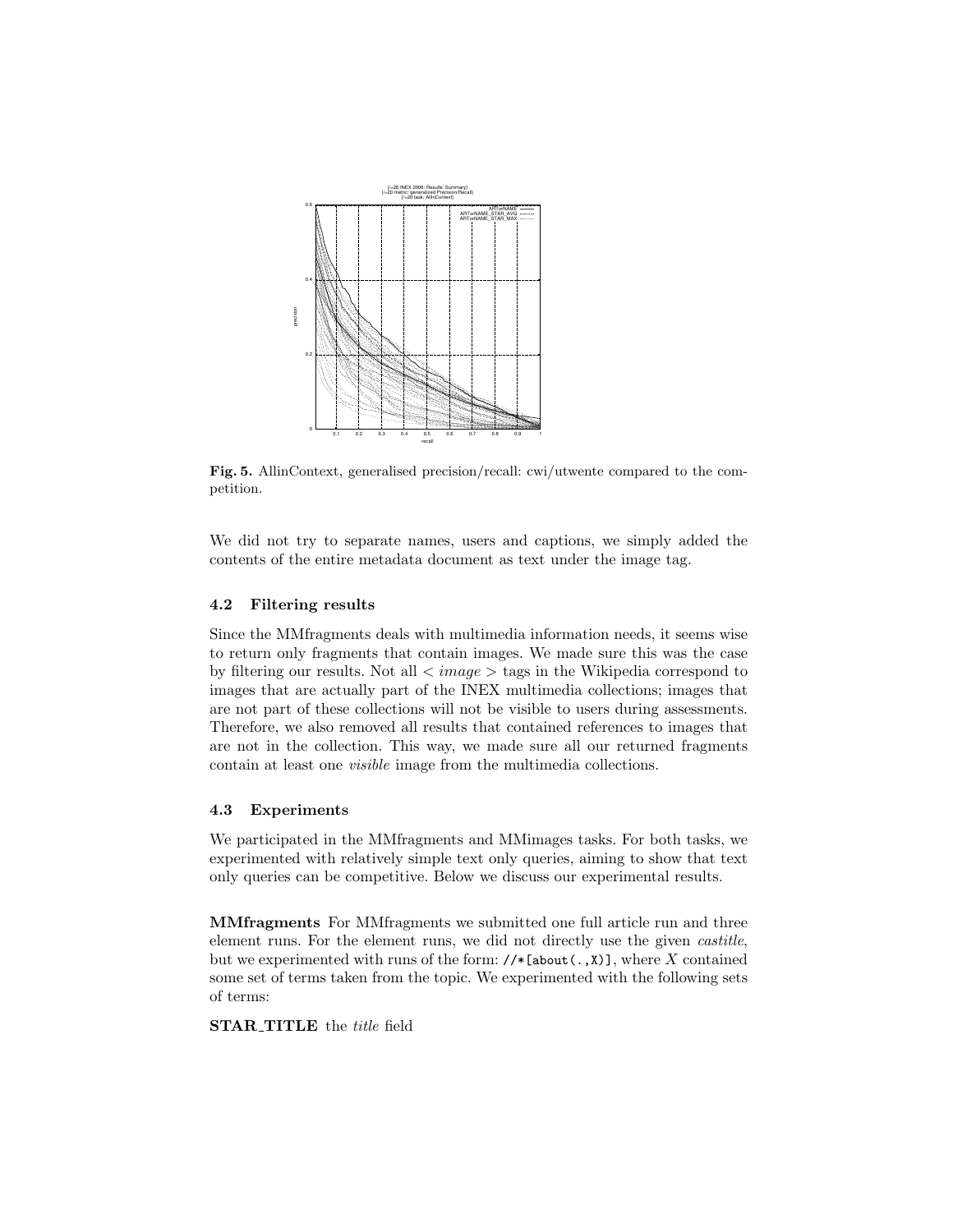Fig. 5. AllinContext, generalised precision/recall: cwi/utwente compared to the competition.

We did not try to separate names, users and captions, we simply added the contents of the entire metadata document as text under the image tag.

### 4.2 Filtering results

Since the MMfragments deals with multimedia information needs, it seems wise to return only fragments that contain images. We made sure this was the case by filtering our results. Not all $< image >$ tags in the Wikipedia correspond to images that are actually part of the INEX multimedia collections; images that are not part of these collections will not be visible to users during assessments. Therefore, we also removed all results that contained references to images that are not in the collection. This way, we made sure all our returned fragments contain at least one *visible* image from the multimedia collections.

### 4.3 Experiments

We participated in the MMfragments and MMimages tasks. For both tasks, we experimented with relatively simple text only queries, aiming to show that text only queries can be competitive. Below we discuss our experimental results.

**MMfragments** For MMfragments we submitted one full article run and three element runs. For the element runs, we did not directly use the given *castitle*, but we experimented with runs of the form: `//*[about(.,X)]`, where $X$ contained some set of terms taken from the topic. We experimented with the following sets of terms:

**STAR_TITLE** the *title* field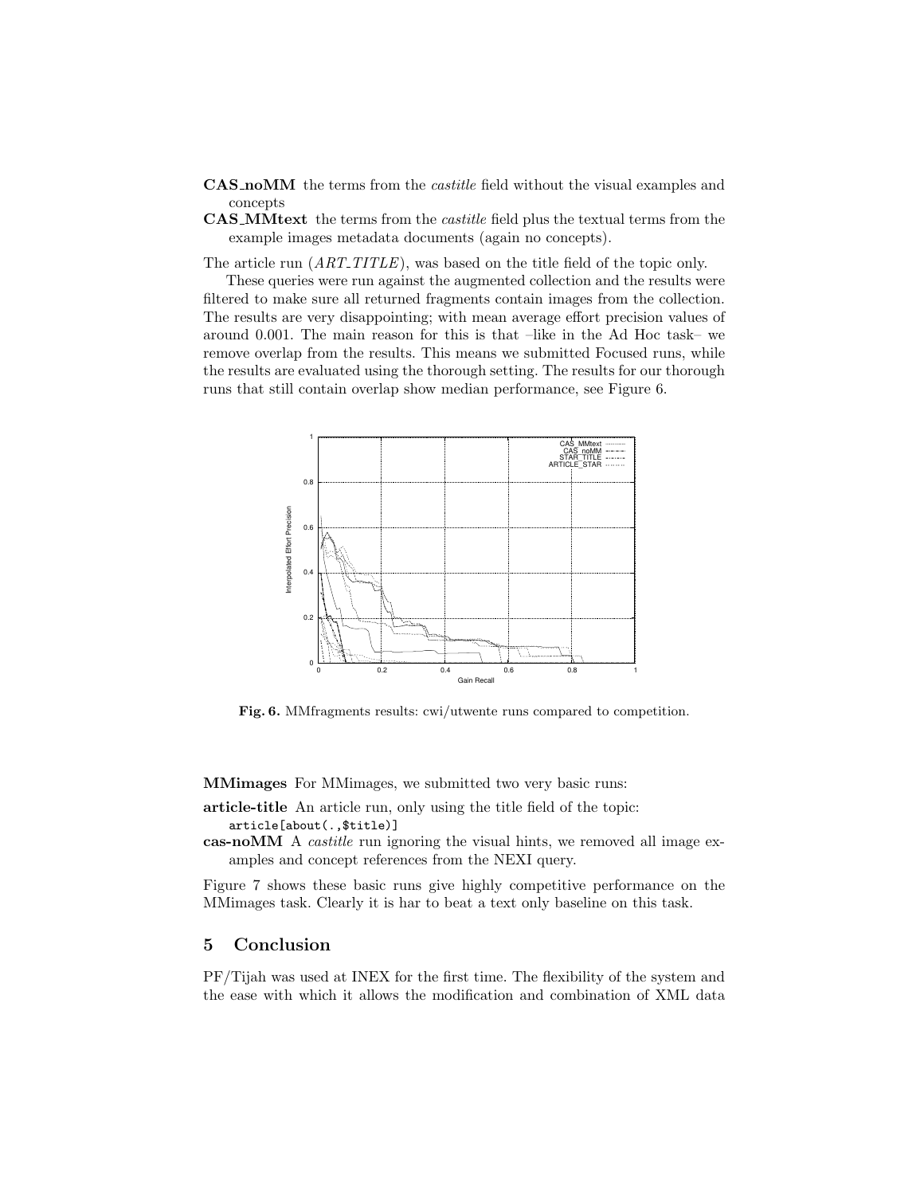**CAS_noMM** the terms from the *castitle* field without the visual examples and concepts

**CAS_MMtext** the terms from the *castitle* field plus the textual terms from the example images metadata documents (again no concepts).

The article run (*ART_TITLE*), was based on the title field of the topic only.

These queries were run against the augmented collection and the results were filtered to make sure all returned fragments contain images from the collection. The results are very disappointing; with mean average effort precision values of around 0.001. The main reason for this is that –like in the Ad Hoc task– we remove overlap from the results. This means we submitted Focused runs, while the results are evaluated using the thorough setting. The results for our thorough runs that still contain overlap show median performance, see Figure 6.

**Fig. 6.** MMfragments results: cwi/utwente runs compared to competition.

**MMimages** For MMimages, we submitted two very basic runs:

**article-title** An article run, only using the title field of the topic:
`article[about(.,$title)]`

**cas-noMM** A *castitle* run ignoring the visual hints, we removed all image examples and concept references from the NEXI query.

Figure 7 shows these basic runs give highly competitive performance on the MMimages task. Clearly it is har to beat a text only baseline on this task.

## 5 Conclusion

PF/Tijah was used at INEX for the first time. The flexibility of the system and the ease with which it allows the modification and combination of XML data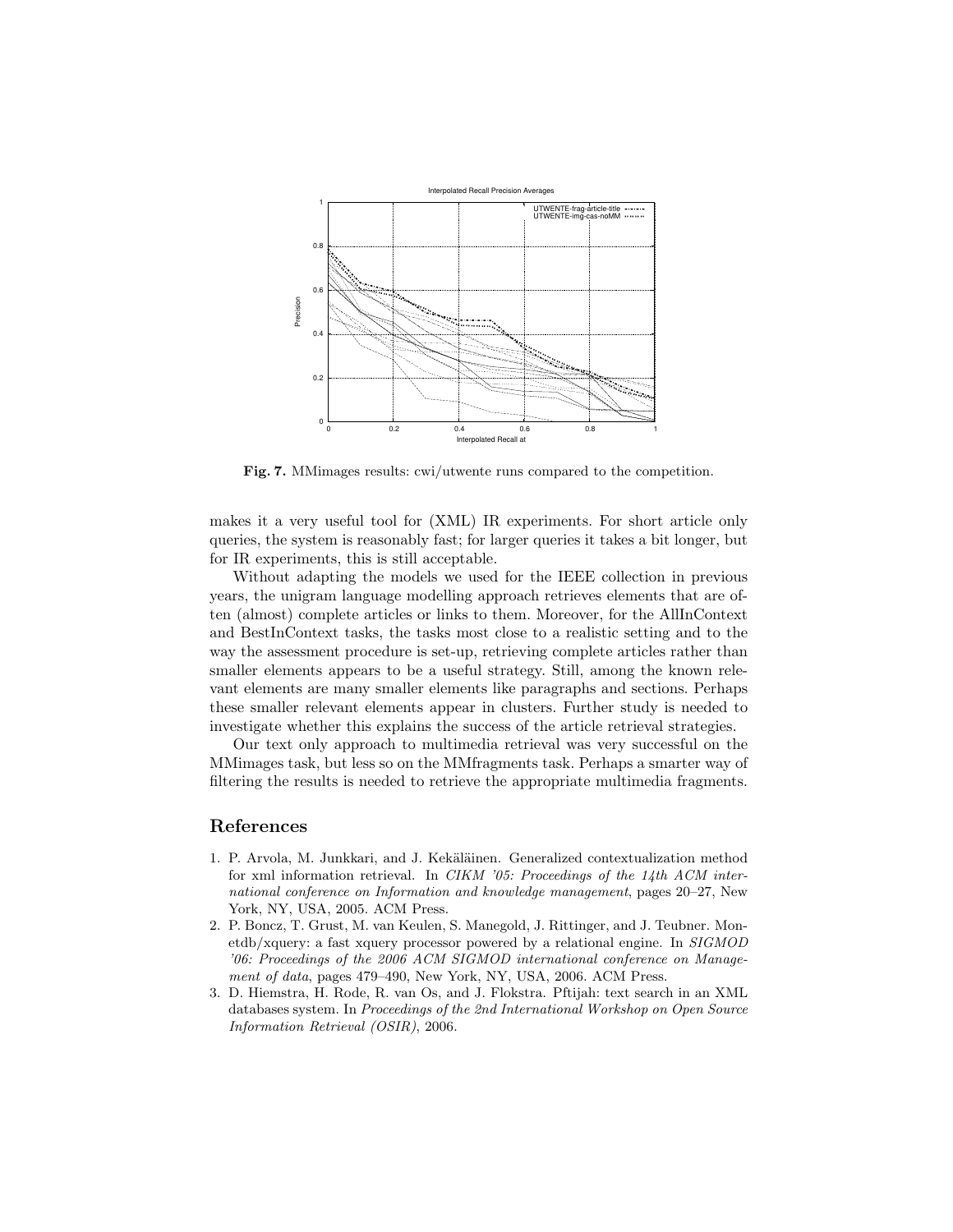Fig. 7. MMimages results: cwi/utwente runs compared to the competition.

makes it a very useful tool for (XML) IR experiments. For short article only queries, the system is reasonably fast; for larger queries it takes a bit longer, but for IR experiments, this is still acceptable.

Without adapting the models we used for the IEEE collection in previous years, the unigram language modelling approach retrieves elements that are often (almost) complete articles or links to them. Moreover, for the AllInContext and BestInContext tasks, the tasks most close to a realistic setting and to the way the assessment procedure is set-up, retrieving complete articles rather than smaller elements appears to be a useful strategy. Still, among the known relevant elements are many smaller elements like paragraphs and sections. Perhaps these smaller relevant elements appear in clusters. Further study is needed to investigate whether this explains the success of the article retrieval strategies.

Our text only approach to multimedia retrieval was very successful on the MMimages task, but less so on the MMfragments task. Perhaps a smarter way of filtering the results is needed to retrieve the appropriate multimedia fragments.

## References

1. P. Arvola, M. Junkkari, and J. Kekäläinen. Generalized contextualization method for xml information retrieval. In *CIKM '05: Proceedings of the 14th ACM international conference on Information and knowledge management*, pages 20–27, New York, NY, USA, 2005. ACM Press.
2. P. Boncz, T. Grust, M. van Keulen, S. Manegold, J. Rittinger, and J. Teubner. Monetdb/xquery: a fast xquery processor powered by a relational engine. In *SIGMOD '06: Proceedings of the 2006 ACM SIGMOD international conference on Management of data*, pages 479–490, New York, NY, USA, 2006. ACM Press.
3. D. Hiemstra, H. Rode, R. van Os, and J. Flokstra. Pftijah: text search in an XML databases system. In *Proceedings of the 2nd International Workshop on Open Source Information Retrieval (OSIR)*, 2006.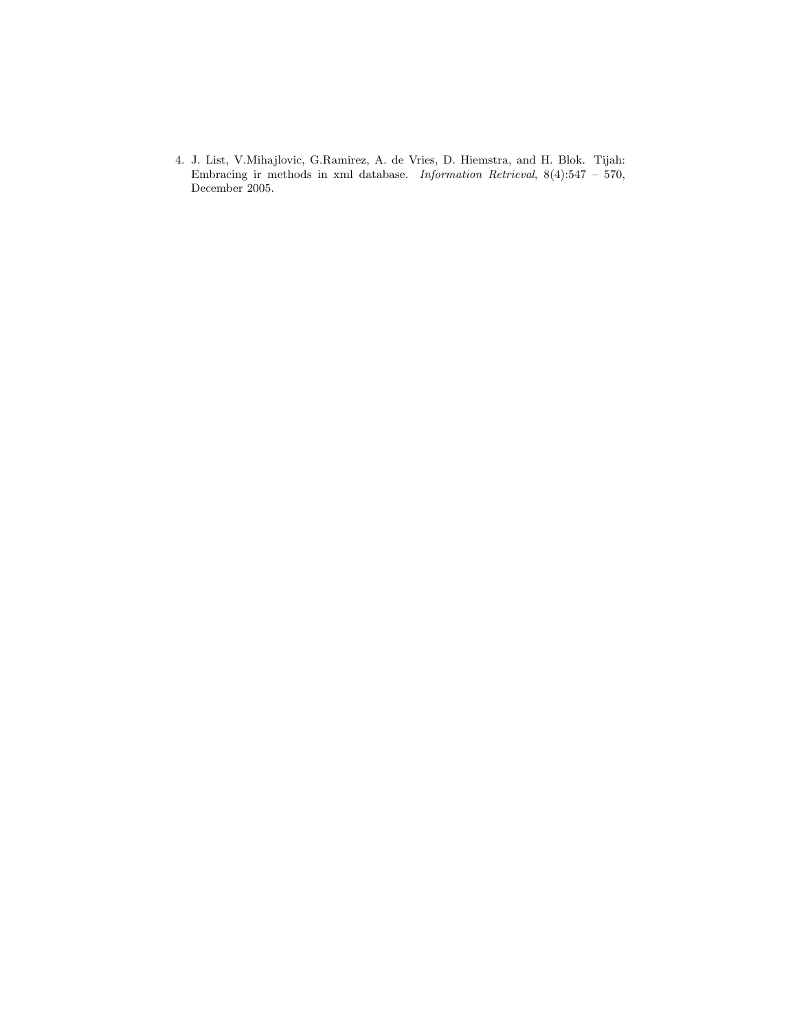4. J. List, V.Mihajlovic, G.Ramirez, A. de Vries, D. Hiemstra, and H. Blok. Tijah: Embracing ir methods in xml database. *Information Retrieval*, 8(4):547 – 570, December 2005.